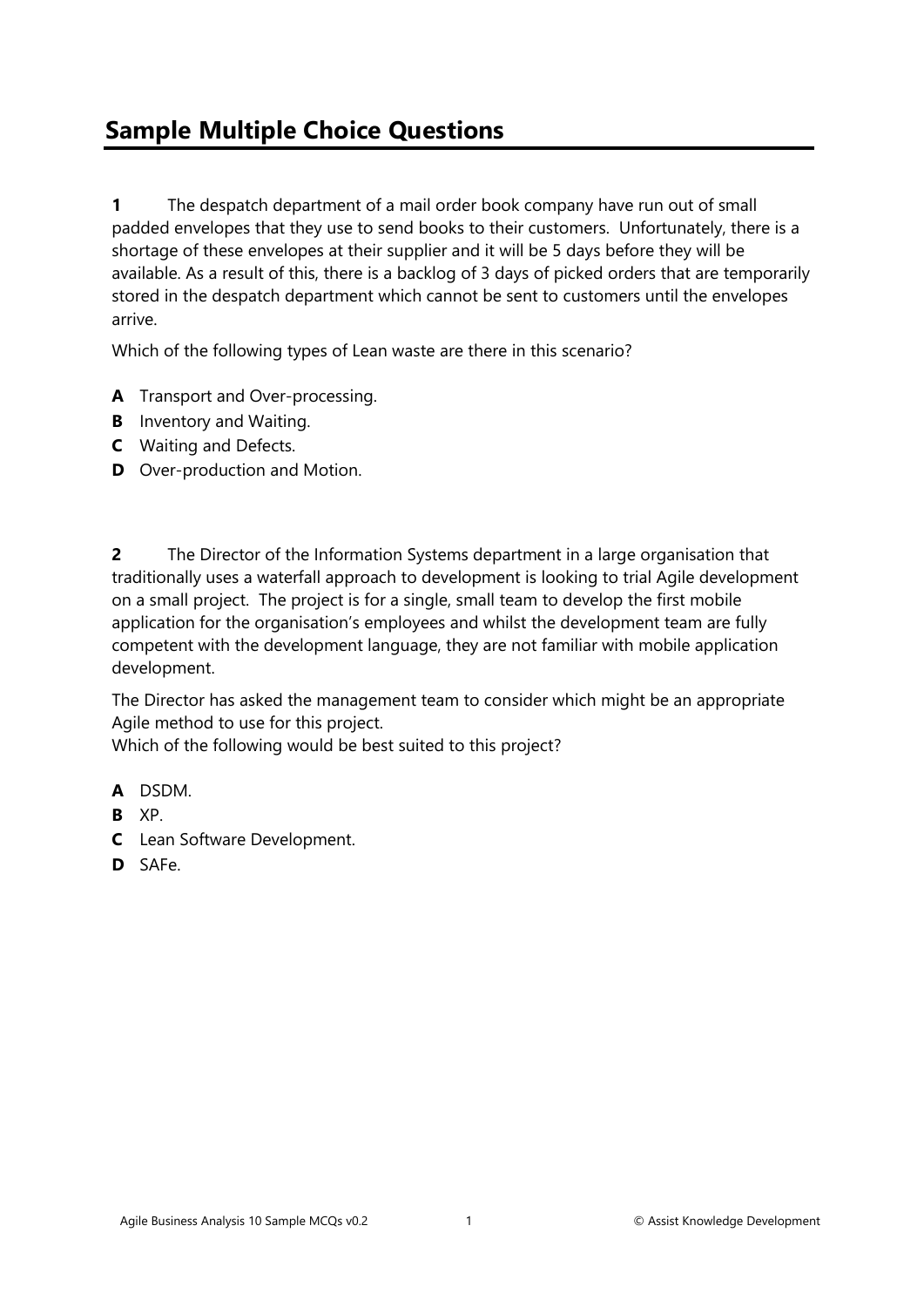## Sample Multiple Choice Questions

**1** The despatch department of a mail order book company have run out of small padded envelopes that they use to send books to their customers. Unfortunately, there is a shortage of these envelopes at their supplier and it will be 5 days before they will be available. As a result of this, there is a backlog of 3 days of picked orders that are temporarily stored in the despatch department which cannot be sent to customers until the envelopes arrive.

Which of the following types of Lean waste are there in this scenario?

**A** Transport and Over-processing.
**B** Inventory and Waiting.
**C** Waiting and Defects.
**D** Over-production and Motion.

**2** The Director of the Information Systems department in a large organisation that traditionally uses a waterfall approach to development is looking to trial Agile development on a small project. The project is for a single, small team to develop the first mobile application for the organisation's employees and whilst the development team are fully competent with the development language, they are not familiar with mobile application development.

The Director has asked the management team to consider which might be an appropriate Agile method to use for this project.
Which of the following would be best suited to this project?

**A** DSDM.
**B** XP.
**C** Lean Software Development.
**D** SAFe.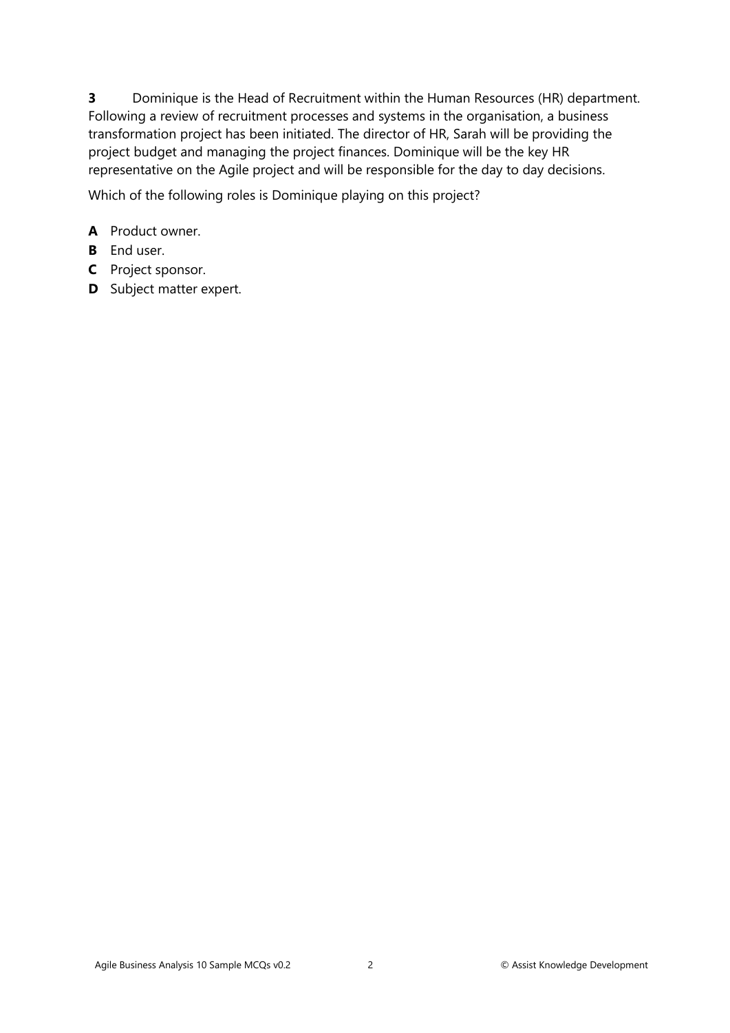**3** Dominique is the Head of Recruitment within the Human Resources (HR) department. Following a review of recruitment processes and systems in the organisation, a business transformation project has been initiated. The director of HR, Sarah will be providing the project budget and managing the project finances. Dominique will be the key HR representative on the Agile project and will be responsible for the day to day decisions.

Which of the following roles is Dominique playing on this project?

**A** Product owner.

**B** End user.

**C** Project sponsor.

**D** Subject matter expert.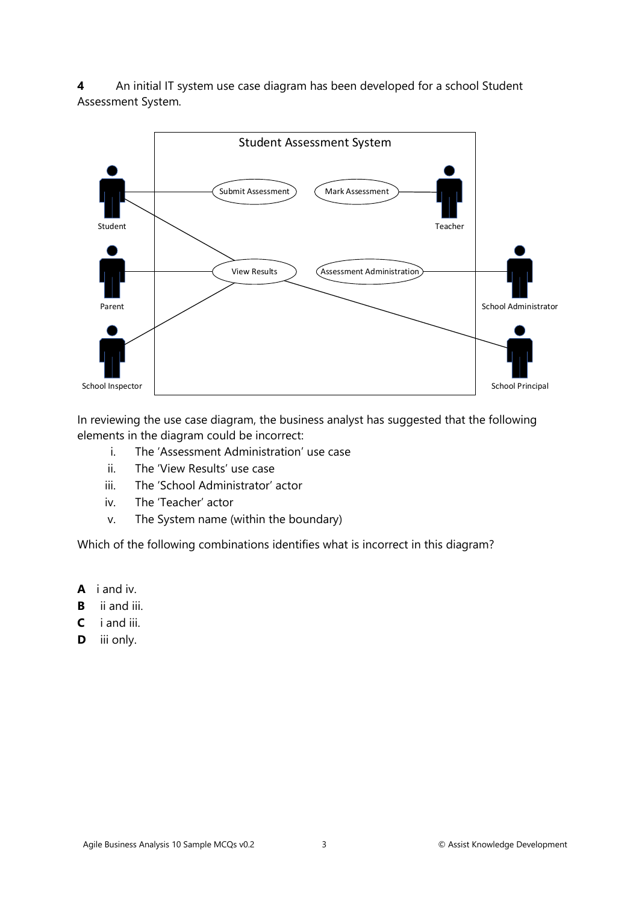**4** An initial IT system use case diagram has been developed for a school Student Assessment System.

In reviewing the use case diagram, the business analyst has suggested that the following elements in the diagram could be incorrect:

i. The 'Assessment Administration' use case
ii. The 'View Results' use case
iii. The 'School Administrator' actor
iv. The 'Teacher' actor
v. The System name (within the boundary)

Which of the following combinations identifies what is incorrect in this diagram?

**A** i and iv.
**B** ii and iii.
**C** i and iii.
**D** iii only.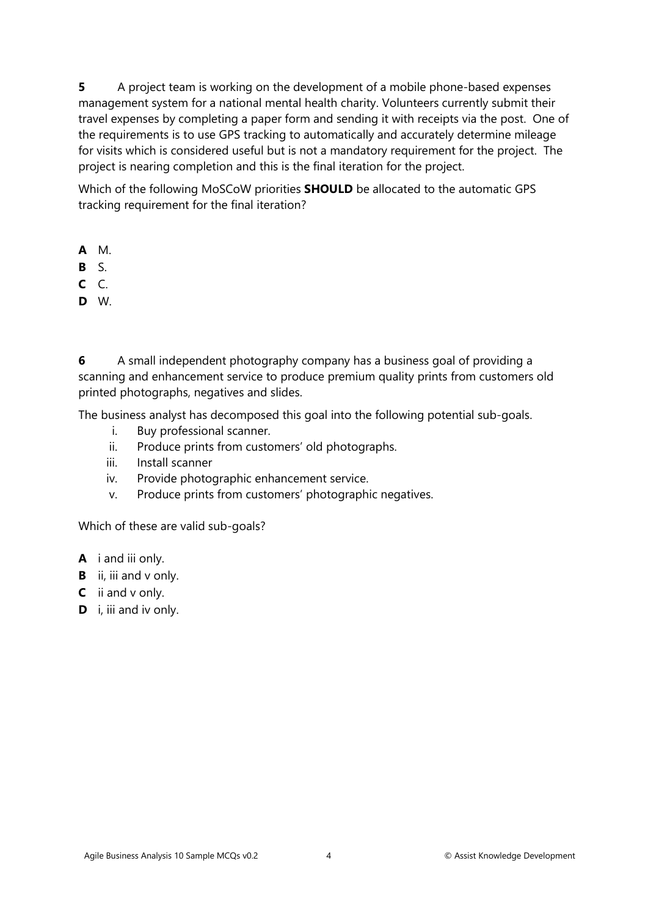**5** A project team is working on the development of a mobile phone-based expenses management system for a national mental health charity. Volunteers currently submit their travel expenses by completing a paper form and sending it with receipts via the post. One of the requirements is to use GPS tracking to automatically and accurately determine mileage for visits which is considered useful but is not a mandatory requirement for the project. The project is nearing completion and this is the final iteration for the project.

Which of the following MoSCoW priorities **SHOULD** be allocated to the automatic GPS tracking requirement for the final iteration?

**A** M.
**B** S.
**C** C.
**D** W.

**6** A small independent photography company has a business goal of providing a scanning and enhancement service to produce premium quality prints from customers old printed photographs, negatives and slides.

The business analyst has decomposed this goal into the following potential sub-goals.

i. Buy professional scanner.
ii. Produce prints from customers' old photographs.
iii. Install scanner
iv. Provide photographic enhancement service.
v. Produce prints from customers' photographic negatives.

Which of these are valid sub-goals?

**A** i and iii only.
**B** ii, iii and v only.
**C** ii and v only.
**D** i, iii and iv only.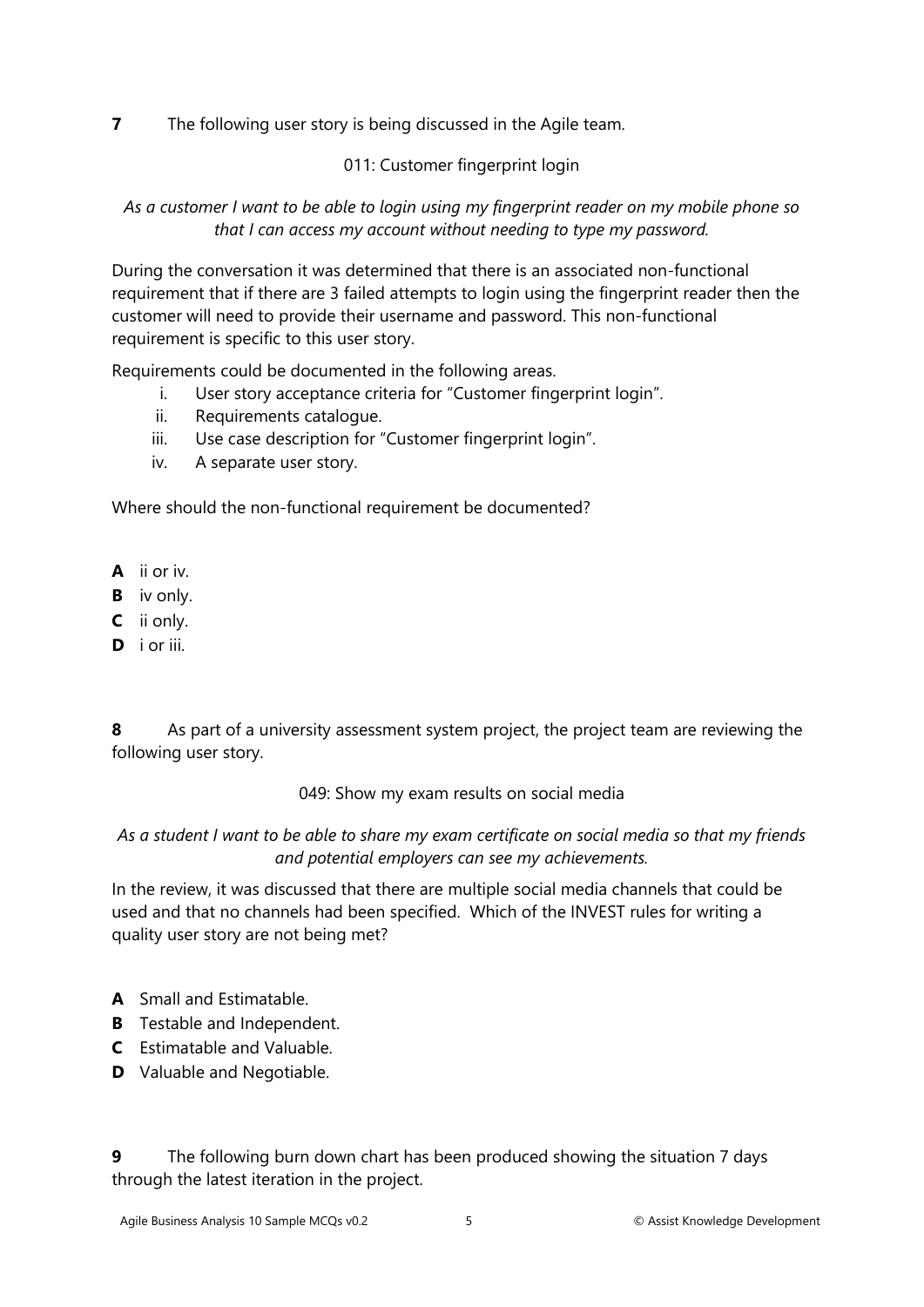**7** The following user story is being discussed in the Agile team.

011: Customer fingerprint login

*As a customer I want to be able to login using my fingerprint reader on my mobile phone so that I can access my account without needing to type my password.*

During the conversation it was determined that there is an associated non-functional requirement that if there are 3 failed attempts to login using the fingerprint reader then the customer will need to provide their username and password. This non-functional requirement is specific to this user story.

Requirements could be documented in the following areas.

i. User story acceptance criteria for "Customer fingerprint login".
ii. Requirements catalogue.
iii. Use case description for "Customer fingerprint login".
iv. A separate user story.

Where should the non-functional requirement be documented?

**A** ii or iv.
**B** iv only.
**C** ii only.
**D** i or iii.

**8** As part of a university assessment system project, the project team are reviewing the following user story.

049: Show my exam results on social media

*As a student I want to be able to share my exam certificate on social media so that my friends and potential employers can see my achievements.*

In the review, it was discussed that there are multiple social media channels that could be used and that no channels had been specified. Which of the INVEST rules for writing a quality user story are not being met?

**A** Small and Estimatable.
**B** Testable and Independent.
**C** Estimatable and Valuable.
**D** Valuable and Negotiable.

**9** The following burn down chart has been produced showing the situation 7 days through the latest iteration in the project.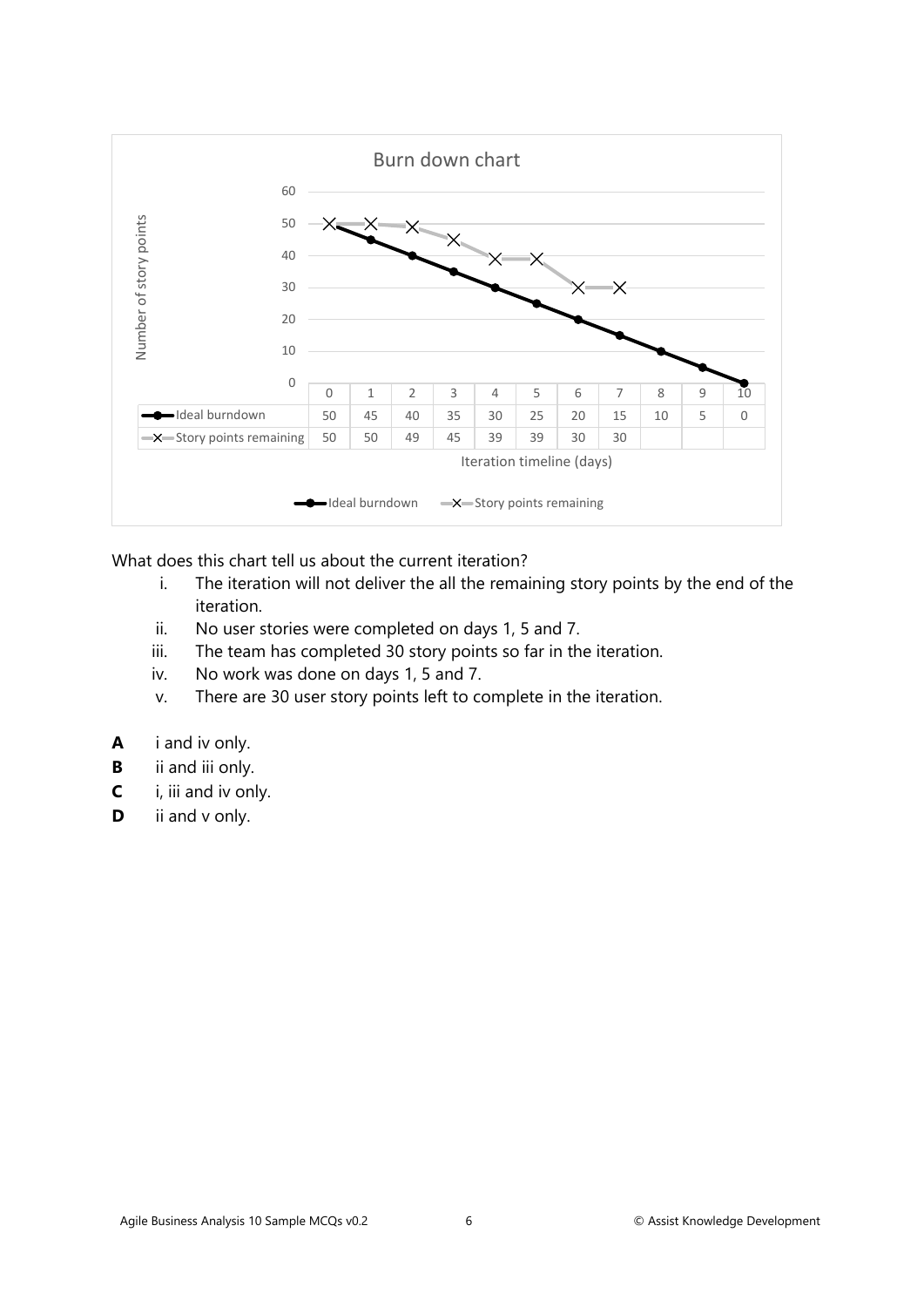**Burn down chart**

| Iteration timeline (days) | 0 | 1 | 2 | 3 | 4 | 5 | 6 | 7 | 8 | 9 | 10 |
|---|---|---|---|---|---|---|---|---|---|---|---|
| Ideal burndown | 50 | 45 | 40 | 35 | 30 | 25 | 20 | 15 | 10 | 5 | 0 |
| Story points remaining | 50 | 50 | 49 | 45 | 39 | 39 | 30 | 30 | | | |

Number of story points (y-axis: 0–60); Iteration timeline (days) (x-axis)

Legend: Ideal burndown; Story points remaining

What does this chart tell us about the current iteration?

- i. The iteration will not deliver the all the remaining story points by the end of the iteration.
- ii. No user stories were completed on days 1, 5 and 7.
- iii. The team has completed 30 story points so far in the iteration.
- iv. No work was done on days 1, 5 and 7.
- v. There are 30 user story points left to complete in the iteration.

**A** i and iv only.

**B** ii and iii only.

**C** i, iii and iv only.

**D** ii and v only.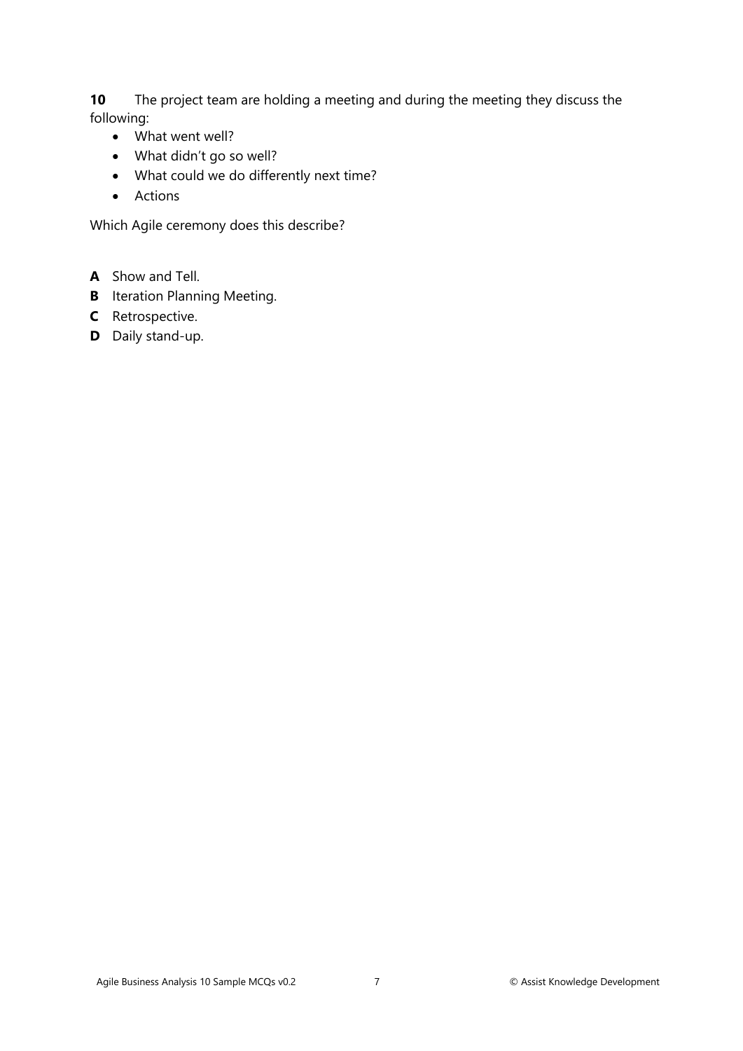**10** The project team are holding a meeting and during the meeting they discuss the following:

- What went well?
- What didn't go so well?
- What could we do differently next time?
- Actions

Which Agile ceremony does this describe?

**A** Show and Tell.
**B** Iteration Planning Meeting.
**C** Retrospective.
**D** Daily stand-up.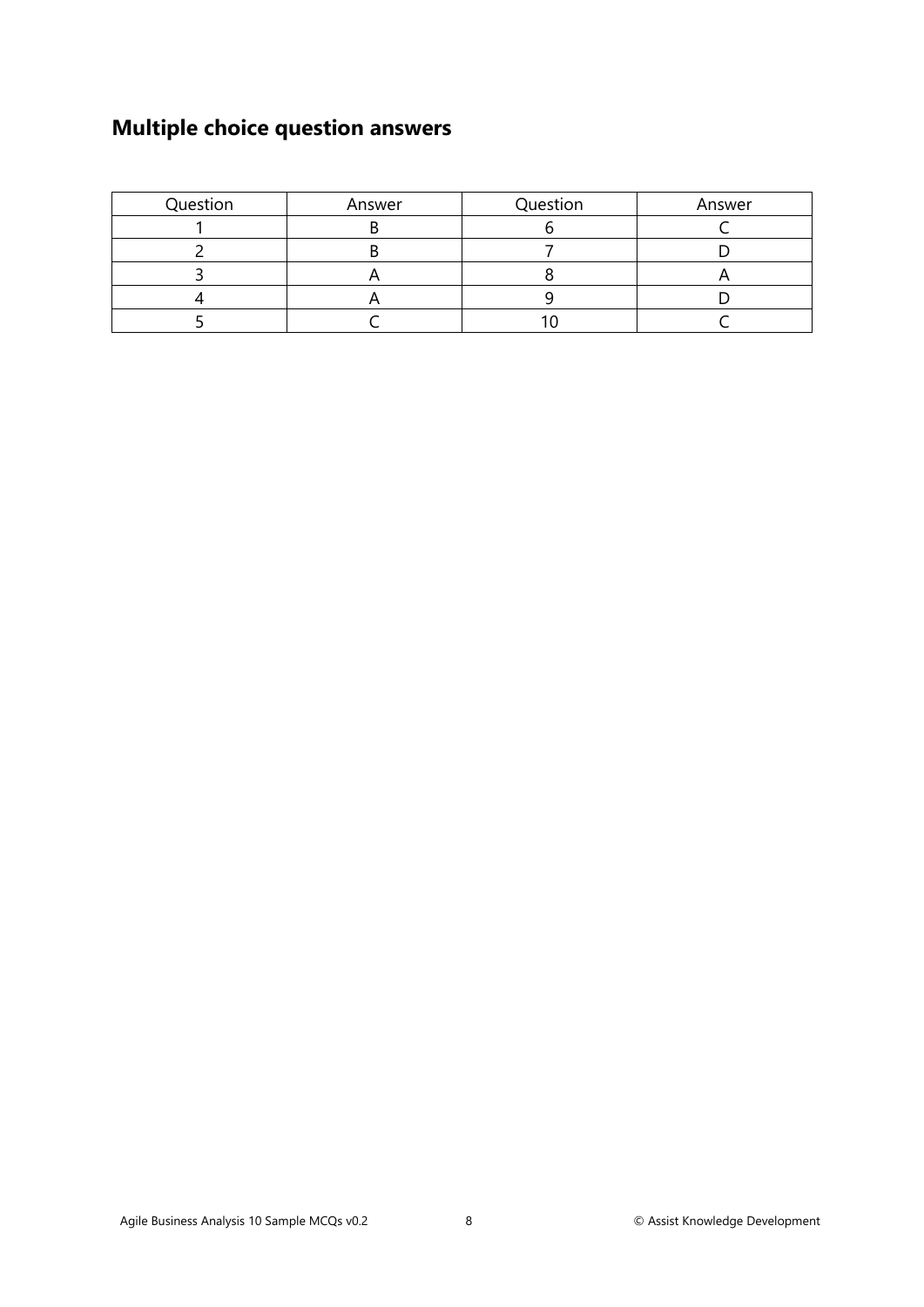## Multiple choice question answers

| Question | Answer | Question | Answer |
|---|---|---|---|
| 1 | B | 6 | C |
| 2 | B | 7 | D |
| 3 | A | 8 | A |
| 4 | A | 9 | D |
| 5 | C | 10 | C |